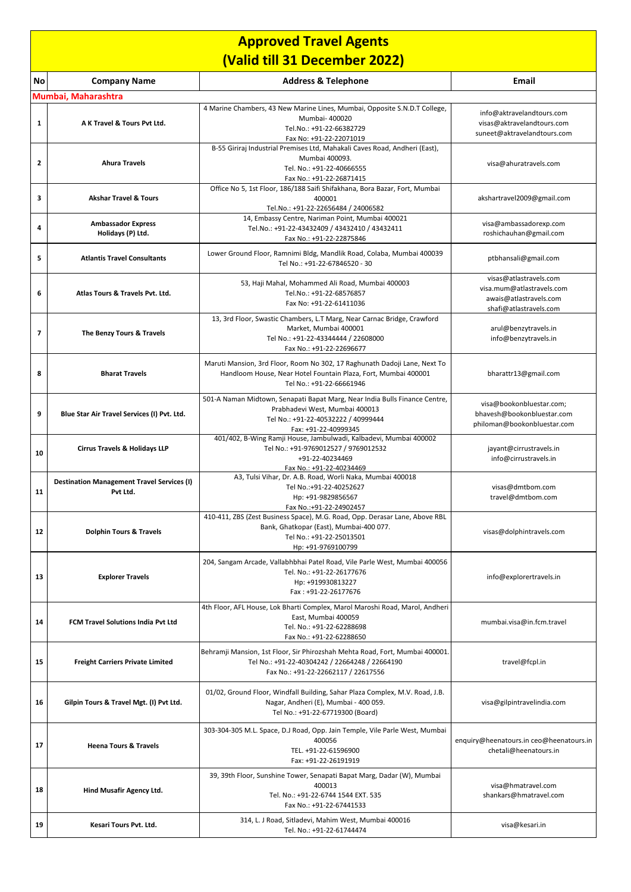# Approved Travel Agents
## (Valid till 31 December 2022)

| No | Company Name | Address & Telephone | Email |
|---|---|---|---|
| **Mumbai, Maharashtra** | | | |
| 1 | A K Travel & Tours Pvt Ltd. | 4 Marine Chambers, 43 New Marine Lines, Mumbai, Opposite S.N.D.T College, Mumbai- 400020<br>Tel.No.: +91-22-66382729<br>Fax No: +91-22-22071019 | info@aktravelandtours.com<br>visas@aktravelandtours.com<br>suneet@aktravelandtours.com |
| 2 | Ahura Travels | B-55 Giriraj Industrial Premises Ltd, Mahakali Caves Road, Andheri (East), Mumbai 400093.<br>Tel. No.: +91-22-40666555<br>Fax No.: +91-22-26871415 | visa@ahuratravels.com |
| 3 | Akshar Travel & Tours | Office No 5, 1st Floor, 186/188 Saifi Shifakhana, Bora Bazar, Fort, Mumbai 400001<br>Tel.No.: +91-22-22656484 / 24006582 | akshartravel2009@gmail.com |
| 4 | Ambassador Express Holidays (P) Ltd. | 14, Embassy Centre, Nariman Point, Mumbai 400021<br>Tel.No.: +91-22-43432409 / 43432410 / 43432411<br>Fax No.: +91-22-22875846 | visa@ambassadorexp.com<br>roshichauhan@gmail.com |
| 5 | Atlantis Travel Consultants | Lower Ground Floor, Ramnimi Bldg, Mandlik Road, Colaba, Mumbai 400039<br>Tel No.: +91-22-67846520 - 30 | ptbhansali@gmail.com |
| 6 | Atlas Tours & Travels Pvt. Ltd. | 53, Haji Mahal, Mohammed Ali Road, Mumbai 400003<br>Tel.No.: +91-22-68576857<br>Fax No: +91-22-61411036 | visas@atlastravels.com<br>visa.mum@atlastravels.com<br>awais@atlastravels.com<br>shafi@atlastravels.com |
| 7 | The Benzy Tours & Travels | 13, 3rd Floor, Swastic Chambers, L.T Marg, Near Carnac Bridge, Crawford Market, Mumbai 400001<br>Tel No.: +91-22-43344444 / 22608000<br>Fax No.: +91-22-22696677 | arul@benzytravels.in<br>info@benzytravels.in |
| 8 | Bharat Travels | Maruti Mansion, 3rd Floor, Room No 302, 17 Raghunath Dadoji Lane, Next To Handloom House, Near Hotel Fountain Plaza, Fort, Mumbai 400001<br>Tel No.: +91-22-66661946 | bharattr13@gmail.com |
| 9 | Blue Star Air Travel Services (I) Pvt. Ltd. | 501-A Naman Midtown, Senapati Bapat Marg, Near India Bulls Finance Centre, Prabhadevi West, Mumbai 400013<br>Tel No.: +91-22-40532222 / 40999444<br>Fax: +91-22-40999345 | visa@bookonbluestar.com;<br>bhavesh@bookonbluestar.com<br>philoman@bookonbluestar.com |
| 10 | Cirrus Travels & Holidays LLP | 401/402, B-Wing Ramji House, Jambulwadi, Kalbadevi, Mumbai 400002<br>Tel No.: +91-9769012527 / 9769012532<br>+91-22-40234469<br>Fax No.: +91-22-40234469 | jayant@cirrustravels.in<br>info@cirrustravels.in |
| 11 | Destination Management Travel Services (I) Pvt Ltd. | A3, Tulsi Vihar, Dr. A.B. Road, Worli Naka, Mumbai 400018<br>Tel No.:+91-22-40252627<br>Hp: +91-9829856567<br>Fax No.:+91-22-24902457 | visas@dmtbom.com<br>travel@dmtbom.com |
| 12 | Dolphin Tours & Travels | 410-411, ZBS (Zest Business Space), M.G. Road, Opp. Derasar Lane, Above RBL Bank, Ghatkopar (East), Mumbai-400 077.<br>Tel No.: +91-22-25013501<br>Hp: +91-9769100799 | visas@dolphintravels.com |
| 13 | Explorer Travels | 204, Sangam Arcade, Vallabhbhai Patel Road, Vile Parle West, Mumbai 400056<br>Tel. No.: +91-22-26177676<br>Hp: +919930813227<br>Fax : +91-22-26177676 | info@explorertravels.in |
| 14 | FCM Travel Solutions India Pvt Ltd | 4th Floor, AFL House, Lok Bharti Complex, Marol Maroshi Road, Marol, Andheri East, Mumbai 400059<br>Tel. No.: +91-22-62288698<br>Fax No.: +91-22-62288650 | mumbai.visa@in.fcm.travel |
| 15 | Freight Carriers Private Limited | Behramji Mansion, 1st Floor, Sir Phirozshah Mehta Road, Fort, Mumbai 400001.<br>Tel No.: +91-22-40304242 / 22664248 / 22664190<br>Fax No.: +91-22-22662117 / 22617556 | travel@fcpl.in |
| 16 | Gilpin Tours & Travel Mgt. (I) Pvt Ltd. | 01/02, Ground Floor, Windfall Building, Sahar Plaza Complex, M.V. Road, J.B. Nagar, Andheri (E), Mumbai - 400 059.<br>Tel No.: +91-22-67719300 (Board) | visa@gilpintravelindia.com |
| 17 | Heena Tours & Travels | 303-304-305 M.L. Space, D.J Road, Opp. Jain Temple, Vile Parle West, Mumbai 400056<br>TEL. +91-22-61596900<br>Fax: +91-22-26191919 | enquiry@heenatours.in ceo@heenatours.in<br>chetali@heenatours.in |
| 18 | Hind Musafir Agency Ltd. | 39, 39th Floor, Sunshine Tower, Senapati Bapat Marg, Dadar (W), Mumbai 400013<br>Tel. No.: +91-22-6744 1544 EXT. 535<br>Fax No.: +91-22-67441533 | visa@hmatravel.com<br>shankars@hmatravel.com |
| 19 | Kesari Tours Pvt. Ltd. | 314, L. J Road, Sitladevi, Mahim West, Mumbai 400016<br>Tel. No.: +91-22-61744474 | visa@kesari.in |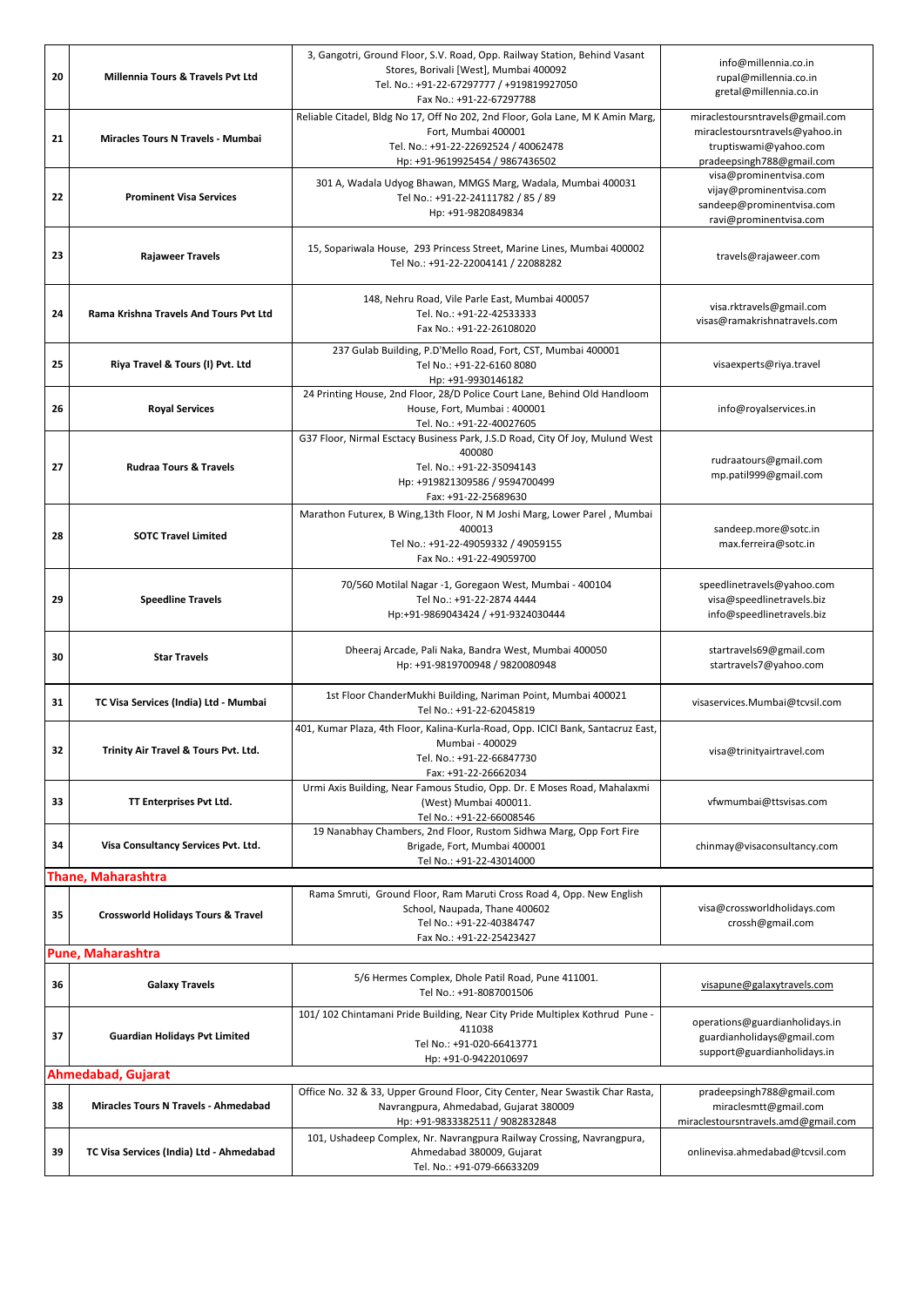| | | | |
|---|---|---|---|
| 20 | **Millennia Tours & Travels Pvt Ltd** | 3, Gangotri, Ground Floor, S.V. Road, Opp. Railway Station, Behind Vasant Stores, Borivali [West], Mumbai 400092<br>Tel. No.: +91-22-67297777 / +919819927050<br>Fax No.: +91-22-67297788 | info@millennia.co.in<br>rupal@millennia.co.in<br>gretal@millennia.co.in |
| 21 | **Miracles Tours N Travels - Mumbai** | Reliable Citadel, Bldg No 17, Off No 202, 2nd Floor, Gola Lane, M K Amin Marg, Fort, Mumbai 400001<br>Tel. No.: +91-22-22692524 / 40062478<br>Hp: +91-9619925454 / 9867436502 | miraclestoursntravels@gmail.com<br>miraclestoursntravels@yahoo.in<br>truptiswami@yahoo.com<br>pradeepsingh788@gmail.com |
| 22 | **Prominent Visa Services** | 301 A, Wadala Udyog Bhawan, MMGS Marg, Wadala, Mumbai 400031<br>Tel No.: +91-22-24111782 / 85 / 89<br>Hp: +91-9820849834 | visa@prominentvisa.com<br>vijay@prominentvisa.com<br>sandeep@prominentvisa.com<br>ravi@prominentvisa.com |
| 23 | **Rajaweer Travels** | 15, Sopariwala House, 293 Princess Street, Marine Lines, Mumbai 400002<br>Tel No.: +91-22-22004141 / 22088282 | travels@rajaweer.com |
| 24 | **Rama Krishna Travels And Tours Pvt Ltd** | 148, Nehru Road, Vile Parle East, Mumbai 400057<br>Tel. No.: +91-22-42533333<br>Fax No.: +91-22-26108020 | visa.rktravels@gmail.com<br>visas@ramakrishnatravels.com |
| 25 | **Riya Travel & Tours (I) Pvt. Ltd** | 237 Gulab Building, P.D'Mello Road, Fort, CST, Mumbai 400001<br>Tel No.: +91-22-6160 8080<br>Hp: +91-9930146182 | visaexperts@riya.travel |
| 26 | **Royal Services** | 24 Printing House, 2nd Floor, 28/D Police Court Lane, Behind Old Handloom House, Fort, Mumbai : 400001<br>Tel. No.: +91-22-40027605 | info@royalservices.in |
| 27 | **Rudraa Tours & Travels** | G37 Floor, Nirmal Esctacy Business Park, J.S.D Road, City Of Joy, Mulund West 400080<br>Tel. No.: +91-22-35094143<br>Hp: +919821309586 / 9594700499<br>Fax: +91-22-25689630 | rudraatours@gmail.com<br>mp.patil999@gmail.com |
| 28 | **SOTC Travel Limited** | Marathon Futurex, B Wing,13th Floor, N M Joshi Marg, Lower Parel , Mumbai 400013<br>Tel No.: +91-22-49059332 / 49059155<br>Fax No.: +91-22-49059700 | sandeep.more@sotc.in<br>max.ferreira@sotc.in |
| 29 | **Speedline Travels** | 70/560 Motilal Nagar -1, Goregaon West, Mumbai - 400104<br>Tel No.: +91-22-2874 4444<br>Hp:+91-9869043424 / +91-9324030444 | speedlinetravels@yahoo.com<br>visa@speedlinetravels.biz<br>info@speedlinetravels.biz |
| 30 | **Star Travels** | Dheeraj Arcade, Pali Naka, Bandra West, Mumbai 400050<br>Hp: +91-9819700948 / 9820080948 | startravels69@gmail.com<br>startravels7@yahoo.com |
| 31 | **TC Visa Services (India) Ltd - Mumbai** | 1st Floor ChanderMukhi Building, Nariman Point, Mumbai 400021<br>Tel No.: +91-22-62045819 | visaservices.Mumbai@tcvsil.com |
| 32 | **Trinity Air Travel & Tours Pvt. Ltd.** | 401, Kumar Plaza, 4th Floor, Kalina-Kurla-Road, Opp. ICICI Bank, Santacruz East, Mumbai - 400029<br>Tel. No.: +91-22-66847730<br>Fax: +91-22-26662034 | visa@trinityairtravel.com |
| 33 | **TT Enterprises Pvt Ltd.** | Urmi Axis Building, Near Famous Studio, Opp. Dr. E Moses Road, Mahalaxmi (West) Mumbai 400011.<br>Tel No.: +91-22-66008546 | vfwmumbai@ttsvisas.com |
| 34 | **Visa Consultancy Services Pvt. Ltd.** | 19 Nanabhay Chambers, 2nd Floor, Rustom Sidhwa Marg, Opp Fort Fire Brigade, Fort, Mumbai 400001<br>Tel No.: +91-22-43014000 | chinmay@visaconsultancy.com |
| **Thane, Maharashtra** | | | |
| 35 | **Crossworld Holidays Tours & Travel** | Rama Smruti, Ground Floor, Ram Maruti Cross Road 4, Opp. New English School, Naupada, Thane 400602<br>Tel No.: +91-22-40384747<br>Fax No.: +91-22-25423427 | visa@crossworldholidays.com<br>crossh@gmail.com |
| **Pune, Maharashtra** | | | |
| 36 | **Galaxy Travels** | 5/6 Hermes Complex, Dhole Patil Road, Pune 411001.<br>Tel No.: +91-8087001506 | visapune@galaxytravels.com |
| 37 | **Guardian Holidays Pvt Limited** | 101/ 102 Chintamani Pride Building, Near City Pride Multiplex Kothrud Pune - 411038<br>Tel No.: +91-020-66413771<br>Hp: +91-0-9422010697 | operations@guardianholidays.in<br>guardianholidays@gmail.com<br>support@guardianholidays.in |
| **Ahmedabad, Gujarat** | | | |
| 38 | **Miracles Tours N Travels - Ahmedabad** | Office No. 32 & 33, Upper Ground Floor, City Center, Near Swastik Char Rasta, Navrangpura, Ahmedabad, Gujarat 380009<br>Hp: +91-9833382511 / 9082832848 | pradeepsingh788@gmail.com<br>miraclesmtt@gmail.com<br>miraclestoursntravels.amd@gmail.com |
| 39 | **TC Visa Services (India) Ltd - Ahmedabad** | 101, Ushadeep Complex, Nr. Navrangpura Railway Crossing, Navrangpura, Ahmedabad 380009, Gujarat<br>Tel. No.: +91-079-66633209 | onlinevisa.ahmedabad@tcvsil.com |